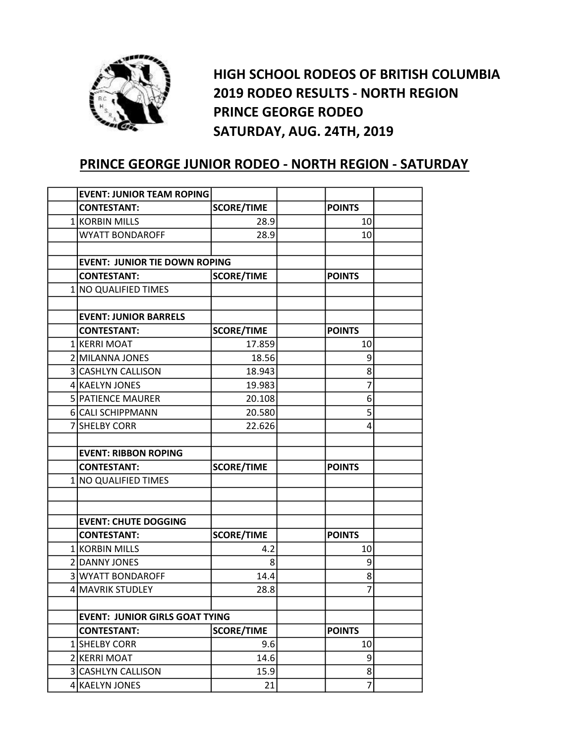# HIGH SCHOOL RODEOS OF BRITISH COLUMBIA
# 2019 RODEO RESULTS - NORTH REGION
# PRINCE GEORGE RODEO
# SATURDAY, AUG. 24TH, 2019

## PRINCE GEORGE JUNIOR RODEO - NORTH REGION - SATURDAY

| | EVENT: JUNIOR TEAM ROPING | | | | |
|---|---|---|---|---|---|
| | CONTESTANT: | SCORE/TIME | | POINTS | |
| 1 | KORBIN MILLS | 28.9 | | 10 | |
| | WYATT BONDAROFF | 28.9 | | 10 | |
| | | | | | |
| | EVENT: JUNIOR TIE DOWN ROPING | | | | |
| | CONTESTANT: | SCORE/TIME | | POINTS | |
| 1 | NO QUALIFIED TIMES | | | | |
| | | | | | |
| | EVENT: JUNIOR BARRELS | | | | |
| | CONTESTANT: | SCORE/TIME | | POINTS | |
| 1 | KERRI MOAT | 17.859 | | 10 | |
| 2 | MILANNA JONES | 18.56 | | 9 | |
| 3 | CASHLYN CALLISON | 18.943 | | 8 | |
| 4 | KAELYN JONES | 19.983 | | 7 | |
| 5 | PATIENCE MAURER | 20.108 | | 6 | |
| 6 | CALI SCHIPPMANN | 20.580 | | 5 | |
| 7 | SHELBY CORR | 22.626 | | 4 | |
| | | | | | |
| | EVENT: RIBBON ROPING | | | | |
| | CONTESTANT: | SCORE/TIME | | POINTS | |
| 1 | NO QUALIFIED TIMES | | | | |
| | | | | | |
| | | | | | |
| | EVENT: CHUTE DOGGING | | | | |
| | CONTESTANT: | SCORE/TIME | | POINTS | |
| 1 | KORBIN MILLS | 4.2 | | 10 | |
| 2 | DANNY JONES | 8 | | 9 | |
| 3 | WYATT BONDAROFF | 14.4 | | 8 | |
| 4 | MAVRIK STUDLEY | 28.8 | | 7 | |
| | | | | | |
| | EVENT: JUNIOR GIRLS GOAT TYING | | | | |
| | CONTESTANT: | SCORE/TIME | | POINTS | |
| 1 | SHELBY CORR | 9.6 | | 10 | |
| 2 | KERRI MOAT | 14.6 | | 9 | |
| 3 | CASHLYN CALLISON | 15.9 | | 8 | |
| 4 | KAELYN JONES | 21 | | 7 | |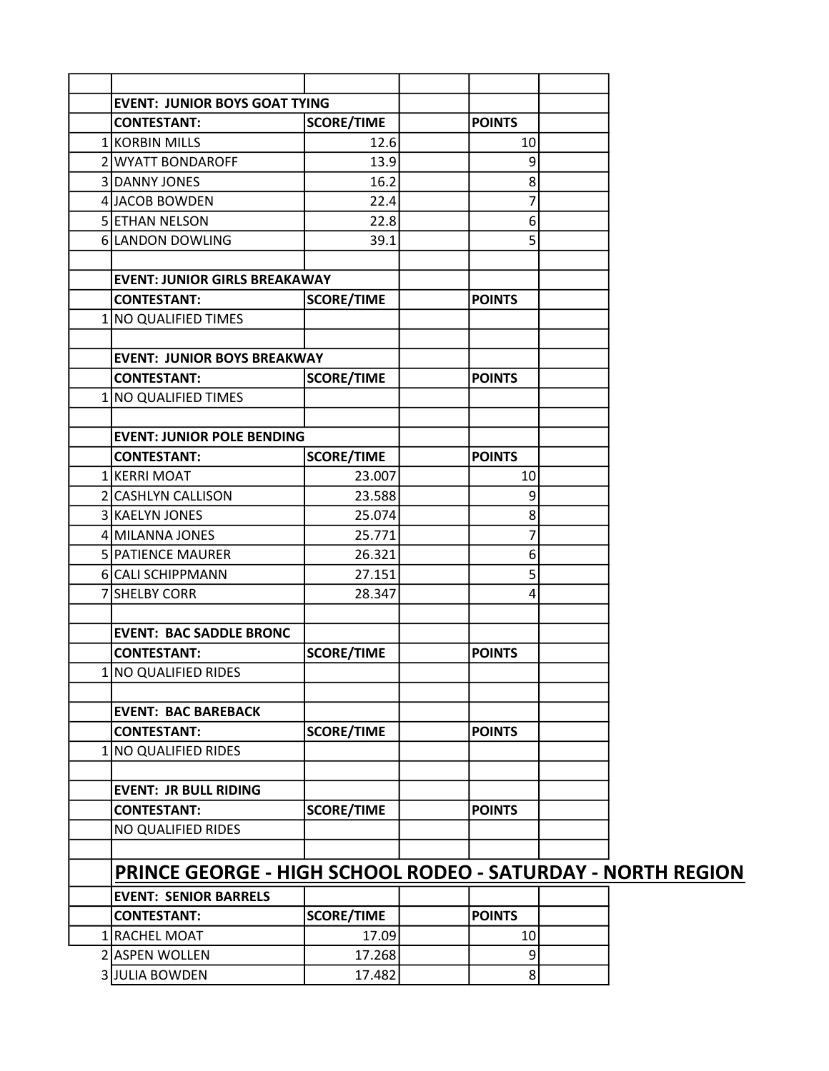| | | | | | |
|---|---|---|---|---|---|
| | **EVENT: JUNIOR BOYS GOAT TYING** | | | | |
| | **CONTESTANT:** | **SCORE/TIME** | | **POINTS** | |
| 1 | KORBIN MILLS | 12.6 | | 10 | |
| 2 | WYATT BONDAROFF | 13.9 | | 9 | |
| 3 | DANNY JONES | 16.2 | | 8 | |
| 4 | JACOB BOWDEN | 22.4 | | 7 | |
| 5 | ETHAN NELSON | 22.8 | | 6 | |
| 6 | LANDON DOWLING | 39.1 | | 5 | |
| | | | | | |
| | **EVENT: JUNIOR GIRLS BREAKAWAY** | | | | |
| | **CONTESTANT:** | **SCORE/TIME** | | **POINTS** | |
| 1 | NO QUALIFIED TIMES | | | | |
| | | | | | |
| | **EVENT: JUNIOR BOYS BREAKWAY** | | | | |
| | **CONTESTANT:** | **SCORE/TIME** | | **POINTS** | |
| 1 | NO QUALIFIED TIMES | | | | |
| | | | | | |
| | **EVENT: JUNIOR POLE BENDING** | | | | |
| | **CONTESTANT:** | **SCORE/TIME** | | **POINTS** | |
| 1 | KERRI MOAT | 23.007 | | 10 | |
| 2 | CASHLYN CALLISON | 23.588 | | 9 | |
| 3 | KAELYN JONES | 25.074 | | 8 | |
| 4 | MILANNA JONES | 25.771 | | 7 | |
| 5 | PATIENCE MAURER | 26.321 | | 6 | |
| 6 | CALI SCHIPPMANN | 27.151 | | 5 | |
| 7 | SHELBY CORR | 28.347 | | 4 | |
| | | | | | |
| | **EVENT: BAC SADDLE BRONC** | | | | |
| | **CONTESTANT:** | **SCORE/TIME** | | **POINTS** | |
| 1 | NO QUALIFIED RIDES | | | | |
| | | | | | |
| | **EVENT: BAC BAREBACK** | | | | |
| | **CONTESTANT:** | **SCORE/TIME** | | **POINTS** | |
| 1 | NO QUALIFIED RIDES | | | | |
| | | | | | |
| | **EVENT: JR BULL RIDING** | | | | |
| | **CONTESTANT:** | **SCORE/TIME** | | **POINTS** | |
| | NO QUALIFIED RIDES | | | | |

## PRINCE GEORGE - HIGH SCHOOL RODEO - SATURDAY - NORTH REGION

| | | | | | |
|---|---|---|---|---|---|
| | **EVENT: SENIOR BARRELS** | | | | |
| | **CONTESTANT:** | **SCORE/TIME** | | **POINTS** | |
| 1 | RACHEL MOAT | 17.09 | | 10 | |
| 2 | ASPEN WOLLEN | 17.268 | | 9 | |
| 3 | JULIA BOWDEN | 17.482 | | 8 | |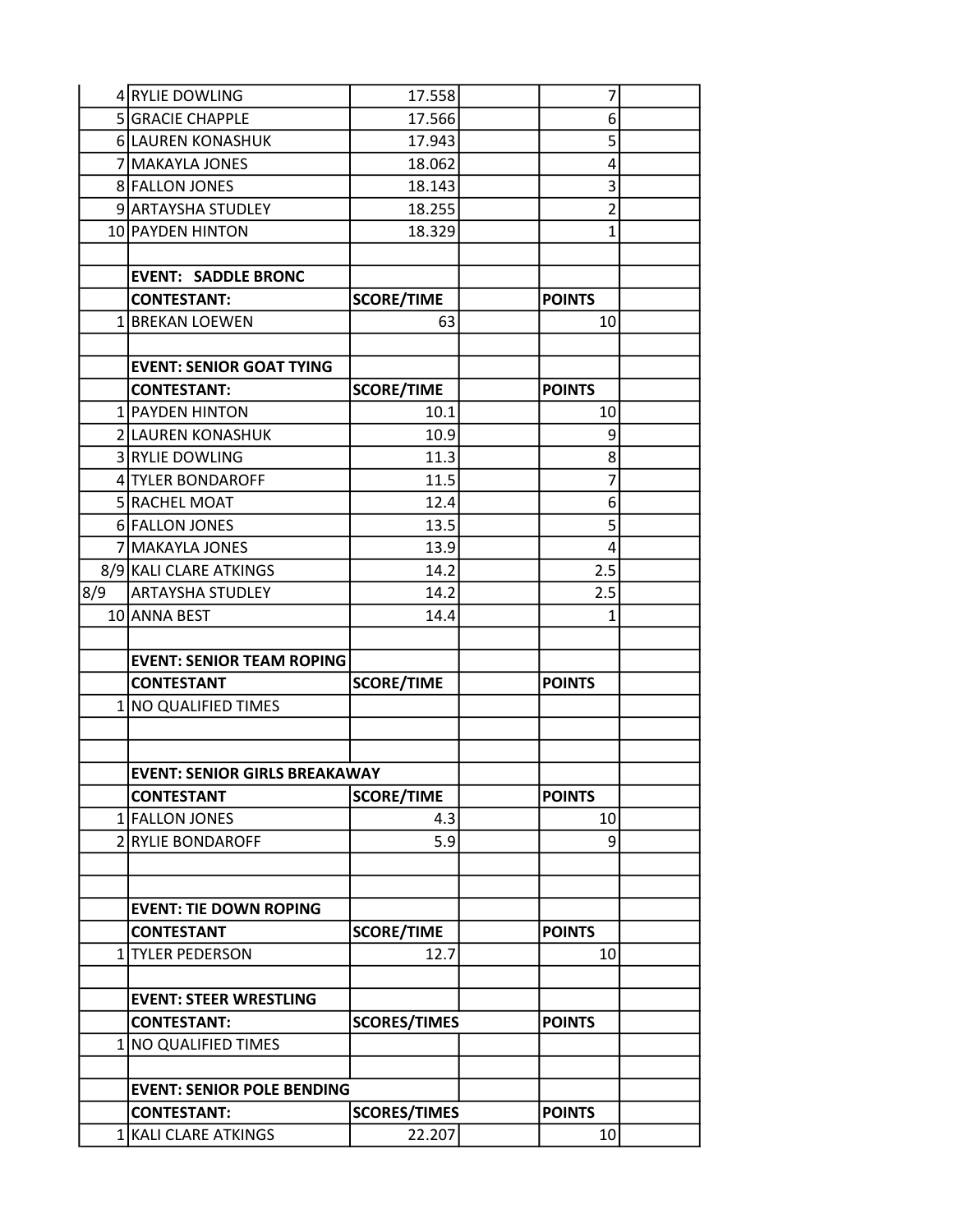| | | | | | |
|---|---|---|---|---|---|
| 4 | RYLIE DOWLING | 17.558 | | 7 | |
| 5 | GRACIE CHAPPLE | 17.566 | | 6 | |
| 6 | LAUREN KONASHUK | 17.943 | | 5 | |
| 7 | MAKAYLA JONES | 18.062 | | 4 | |
| 8 | FALLON JONES | 18.143 | | 3 | |
| 9 | ARTAYSHA STUDLEY | 18.255 | | 2 | |
| 10 | PAYDEN HINTON | 18.329 | | 1 | |
| | | | | | |
| | **EVENT: SADDLE BRONC** | | | | |
| | **CONTESTANT:** | **SCORE/TIME** | | **POINTS** | |
| 1 | BREKAN LOEWEN | 63 | | 10 | |
| | | | | | |
| | **EVENT: SENIOR GOAT TYING** | | | | |
| | **CONTESTANT:** | **SCORE/TIME** | | **POINTS** | |
| 1 | PAYDEN HINTON | 10.1 | | 10 | |
| 2 | LAUREN KONASHUK | 10.9 | | 9 | |
| 3 | RYLIE DOWLING | 11.3 | | 8 | |
| 4 | TYLER BONDAROFF | 11.5 | | 7 | |
| 5 | RACHEL MOAT | 12.4 | | 6 | |
| 6 | FALLON JONES | 13.5 | | 5 | |
| 7 | MAKAYLA JONES | 13.9 | | 4 | |
| 8/9 | KALI CLARE ATKINGS | 14.2 | | 2.5 | |
| 8/9 | ARTAYSHA STUDLEY | 14.2 | | 2.5 | |
| 10 | ANNA BEST | 14.4 | | 1 | |
| | | | | | |
| | **EVENT: SENIOR TEAM ROPING** | | | | |
| | **CONTESTANT** | **SCORE/TIME** | | **POINTS** | |
| 1 | NO QUALIFIED TIMES | | | | |
| | | | | | |
| | | | | | |
| | **EVENT: SENIOR GIRLS BREAKAWAY** | | | | |
| | **CONTESTANT** | **SCORE/TIME** | | **POINTS** | |
| 1 | FALLON JONES | 4.3 | | 10 | |
| 2 | RYLIE BONDAROFF | 5.9 | | 9 | |
| | | | | | |
| | | | | | |
| | **EVENT: TIE DOWN ROPING** | | | | |
| | **CONTESTANT** | **SCORE/TIME** | | **POINTS** | |
| 1 | TYLER PEDERSON | 12.7 | | 10 | |
| | | | | | |
| | **EVENT: STEER WRESTLING** | | | | |
| | **CONTESTANT:** | **SCORES/TIMES** | | **POINTS** | |
| 1 | NO QUALIFIED TIMES | | | | |
| | | | | | |
| | **EVENT: SENIOR POLE BENDING** | | | | |
| | **CONTESTANT:** | **SCORES/TIMES** | | **POINTS** | |
| 1 | KALI CLARE ATKINGS | 22.207 | | 10 | |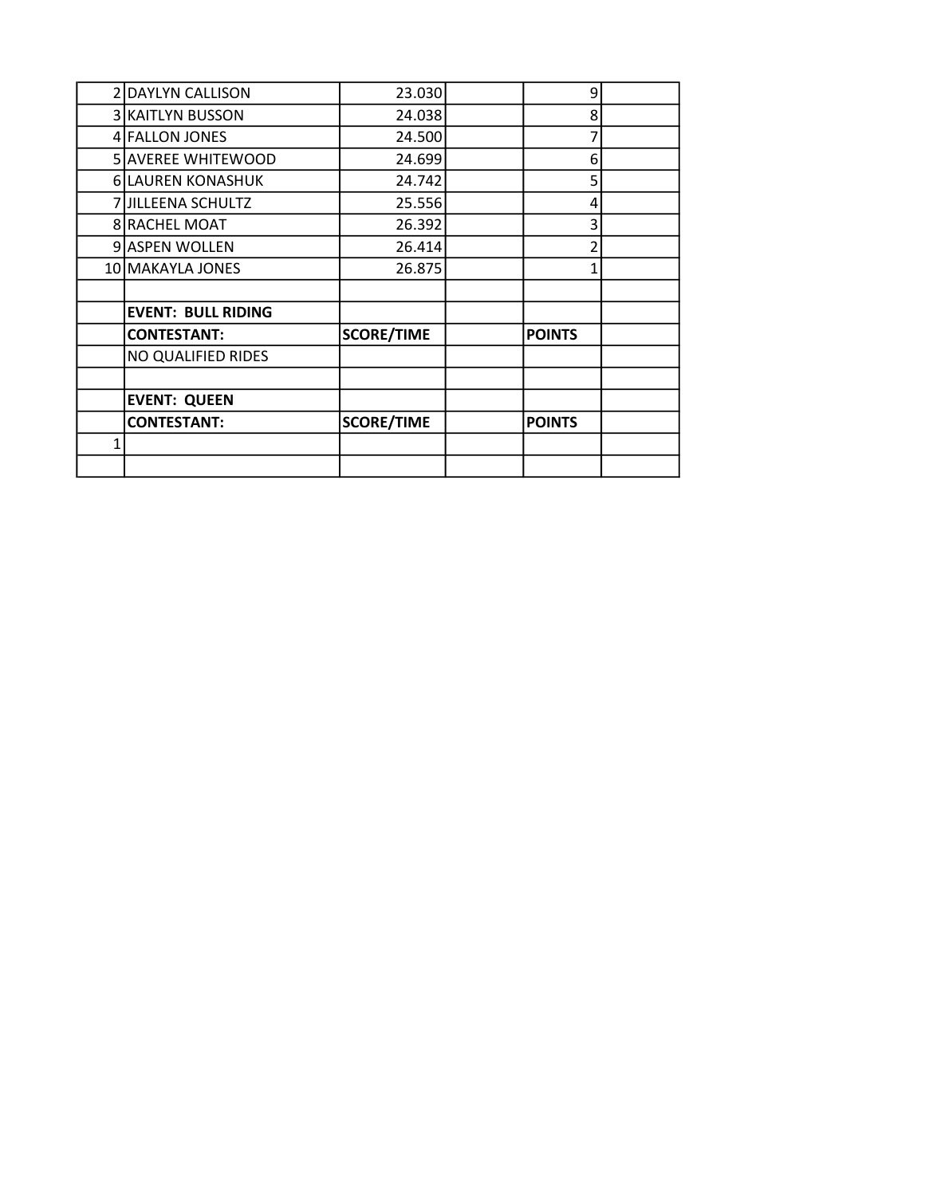| | | | | | |
|---|---|---|---|---|---|
| 2 | DAYLYN CALLISON | 23.030 | | 9 | |
| 3 | KAITLYN BUSSON | 24.038 | | 8 | |
| 4 | FALLON JONES | 24.500 | | 7 | |
| 5 | AVEREE WHITEWOOD | 24.699 | | 6 | |
| 6 | LAUREN KONASHUK | 24.742 | | 5 | |
| 7 | JILLEENA SCHULTZ | 25.556 | | 4 | |
| 8 | RACHEL MOAT | 26.392 | | 3 | |
| 9 | ASPEN WOLLEN | 26.414 | | 2 | |
| 10 | MAKAYLA JONES | 26.875 | | 1 | |
| | | | | | |
| | **EVENT: BULL RIDING** | | | | |
| | **CONTESTANT:** | **SCORE/TIME** | | **POINTS** | |
| | NO QUALIFIED RIDES | | | | |
| | | | | | |
| | **EVENT: QUEEN** | | | | |
| | **CONTESTANT:** | **SCORE/TIME** | | **POINTS** | |
| 1 | | | | | |
| | | | | | |